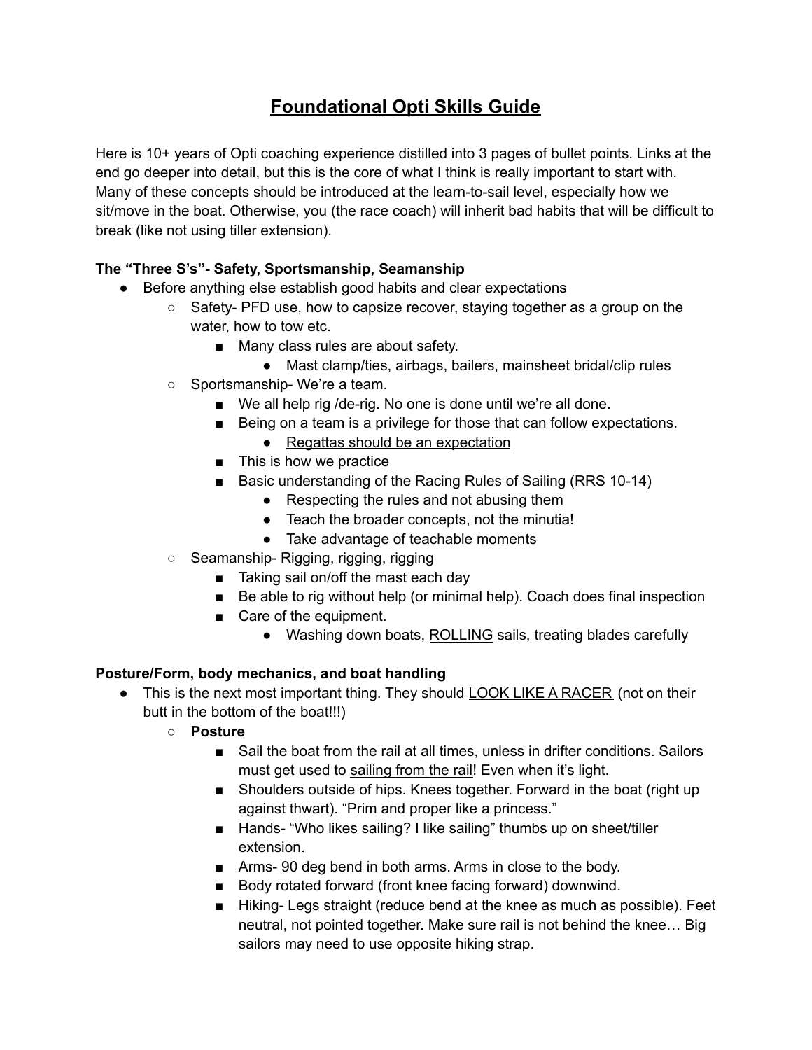# <u>Foundational Opti Skills Guide</u>

Here is 10+ years of Opti coaching experience distilled into 3 pages of bullet points. Links at the end go deeper into detail, but this is the core of what I think is really important to start with. Many of these concepts should be introduced at the learn-to-sail level, especially how we sit/move in the boat. Otherwise, you (the race coach) will inherit bad habits that will be difficult to break (like not using tiller extension).

**The "Three S's"- Safety, Sportsmanship, Seamanship**

- Before anything else establish good habits and clear expectations
  - Safety- PFD use, how to capsize recover, staying together as a group on the water, how to tow etc.
    - Many class rules are about safety.
      - Mast clamp/ties, airbags, bailers, mainsheet bridal/clip rules
  - Sportsmanship- We're a team.
    - We all help rig /de-rig. No one is done until we're all done.
    - Being on a team is a privilege for those that can follow expectations.
      - <u>Regattas should be an expectation</u>
    - This is how we practice
    - Basic understanding of the Racing Rules of Sailing (RRS 10-14)
      - Respecting the rules and not abusing them
      - Teach the broader concepts, not the minutia!
      - Take advantage of teachable moments
  - Seamanship- Rigging, rigging, rigging
    - Taking sail on/off the mast each day
    - Be able to rig without help (or minimal help). Coach does final inspection
    - Care of the equipment.
      - Washing down boats, <u>ROLLING</u> sails, treating blades carefully

**Posture/Form, body mechanics, and boat handling**

- This is the next most important thing. They should <u>LOOK LIKE A RACER</u> (not on their butt in the bottom of the boat!!!)
  - **Posture**
    - Sail the boat from the rail at all times, unless in drifter conditions. Sailors must get used to <u>sailing from the rail</u>! Even when it's light.
    - Shoulders outside of hips. Knees together. Forward in the boat (right up against thwart). "Prim and proper like a princess."
    - Hands- "Who likes sailing? I like sailing" thumbs up on sheet/tiller extension.
    - Arms- 90 deg bend in both arms. Arms in close to the body.
    - Body rotated forward (front knee facing forward) downwind.
    - Hiking- Legs straight (reduce bend at the knee as much as possible). Feet neutral, not pointed together. Make sure rail is not behind the knee… Big sailors may need to use opposite hiking strap.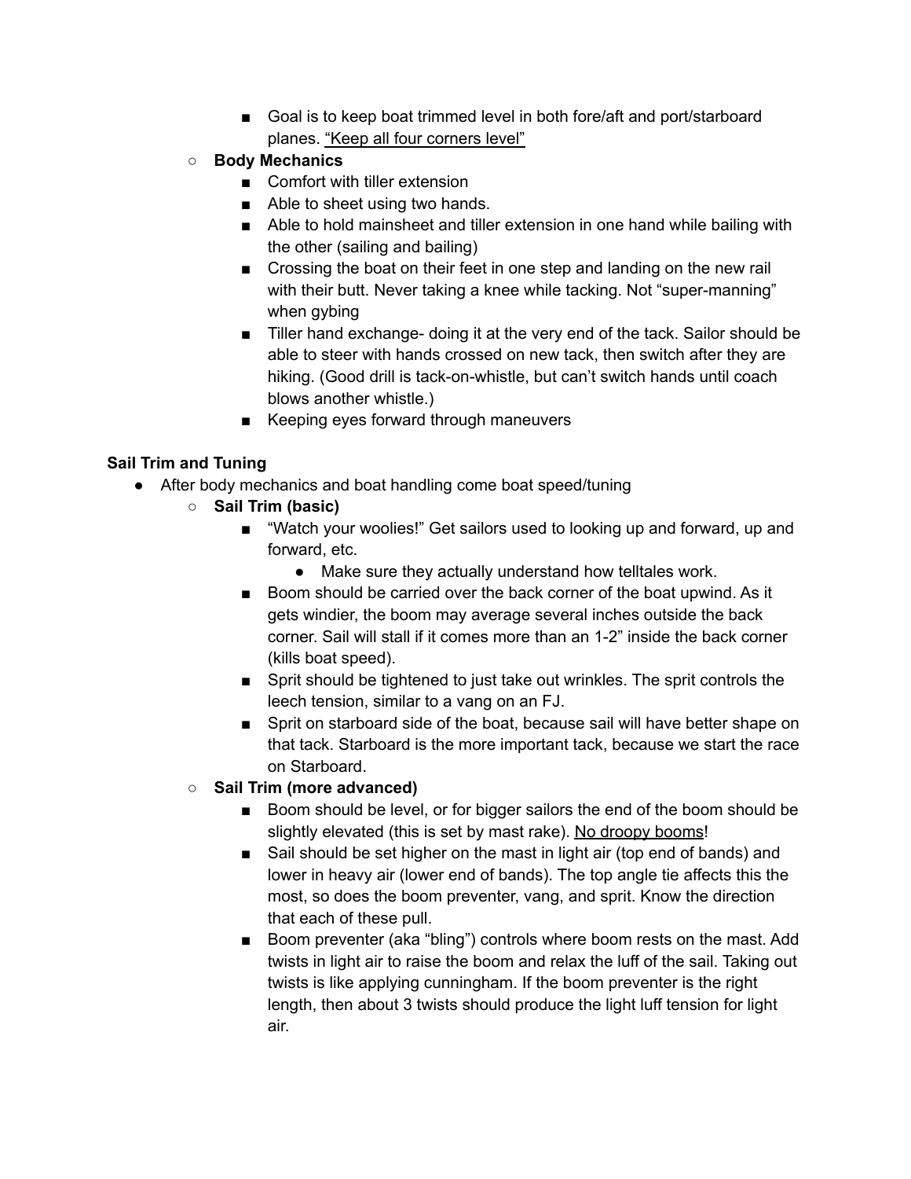- Goal is to keep boat trimmed level in both fore/aft and port/starboard planes. <u>"Keep all four corners level"</u>
    - **Body Mechanics**
        - Comfort with tiller extension
        - Able to sheet using two hands.
        - Able to hold mainsheet and tiller extension in one hand while bailing with the other (sailing and bailing)
        - Crossing the boat on their feet in one step and landing on the new rail with their butt. Never taking a knee while tacking. Not "super-manning" when gybing
        - Tiller hand exchange- doing it at the very end of the tack. Sailor should be able to steer with hands crossed on new tack, then switch after they are hiking. (Good drill is tack-on-whistle, but can't switch hands until coach blows another whistle.)
        - Keeping eyes forward through maneuvers

**Sail Trim and Tuning**

- After body mechanics and boat handling come boat speed/tuning
    - **Sail Trim (basic)**
        - "Watch your woolies!" Get sailors used to looking up and forward, up and forward, etc.
            - Make sure they actually understand how telltales work.
        - Boom should be carried over the back corner of the boat upwind. As it gets windier, the boom may average several inches outside the back corner. Sail will stall if it comes more than an 1-2" inside the back corner (kills boat speed).
        - Sprit should be tightened to just take out wrinkles. The sprit controls the leech tension, similar to a vang on an FJ.
        - Sprit on starboard side of the boat, because sail will have better shape on that tack. Starboard is the more important tack, because we start the race on Starboard.
    - **Sail Trim (more advanced)**
        - Boom should be level, or for bigger sailors the end of the boom should be slightly elevated (this is set by mast rake). <u>No droopy booms</u>!
        - Sail should be set higher on the mast in light air (top end of bands) and lower in heavy air (lower end of bands). The top angle tie affects this the most, so does the boom preventer, vang, and sprit. Know the direction that each of these pull.
        - Boom preventer (aka "bling") controls where boom rests on the mast. Add twists in light air to raise the boom and relax the luff of the sail. Taking out twists is like applying cunningham. If the boom preventer is the right length, then about 3 twists should produce the light luff tension for light air.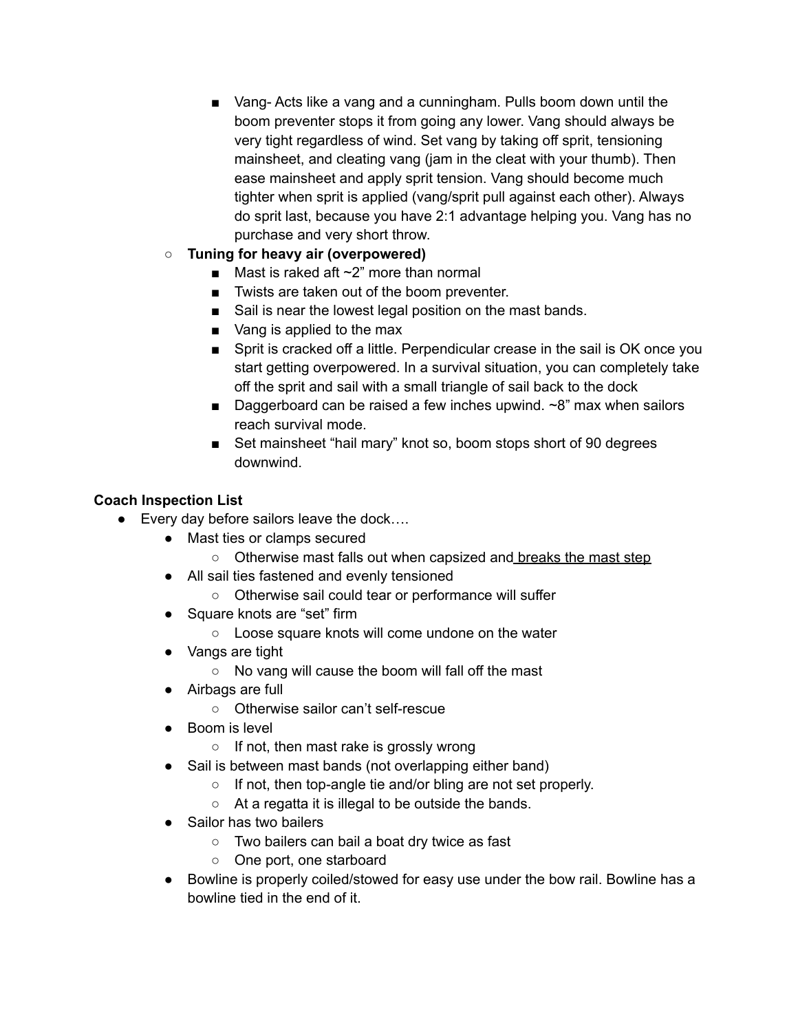- Vang- Acts like a vang and a cunningham. Pulls boom down until the boom preventer stops it from going any lower. Vang should always be very tight regardless of wind. Set vang by taking off sprit, tensioning mainsheet, and cleating vang (jam in the cleat with your thumb). Then ease mainsheet and apply sprit tension. Vang should become much tighter when sprit is applied (vang/sprit pull against each other). Always do sprit last, because you have 2:1 advantage helping you. Vang has no purchase and very short throw.
    - **Tuning for heavy air (overpowered)**
        - Mast is raked aft ~2” more than normal
        - Twists are taken out of the boom preventer.
        - Sail is near the lowest legal position on the mast bands.
        - Vang is applied to the max
        - Sprit is cracked off a little. Perpendicular crease in the sail is OK once you start getting overpowered. In a survival situation, you can completely take off the sprit and sail with a small triangle of sail back to the dock
        - Daggerboard can be raised a few inches upwind. ~8” max when sailors reach survival mode.
        - Set mainsheet “hail mary” knot so, boom stops short of 90 degrees downwind.

**Coach Inspection List**

- Every day before sailors leave the dock….
    - Mast ties or clamps secured
        - Otherwise mast falls out when capsized and breaks the mast step
    - All sail ties fastened and evenly tensioned
        - Otherwise sail could tear or performance will suffer
    - Square knots are “set” firm
        - Loose square knots will come undone on the water
    - Vangs are tight
        - No vang will cause the boom will fall off the mast
    - Airbags are full
        - Otherwise sailor can’t self-rescue
    - Boom is level
        - If not, then mast rake is grossly wrong
    - Sail is between mast bands (not overlapping either band)
        - If not, then top-angle tie and/or bling are not set properly.
        - At a regatta it is illegal to be outside the bands.
    - Sailor has two bailers
        - Two bailers can bail a boat dry twice as fast
        - One port, one starboard
    - Bowline is properly coiled/stowed for easy use under the bow rail. Bowline has a bowline tied in the end of it.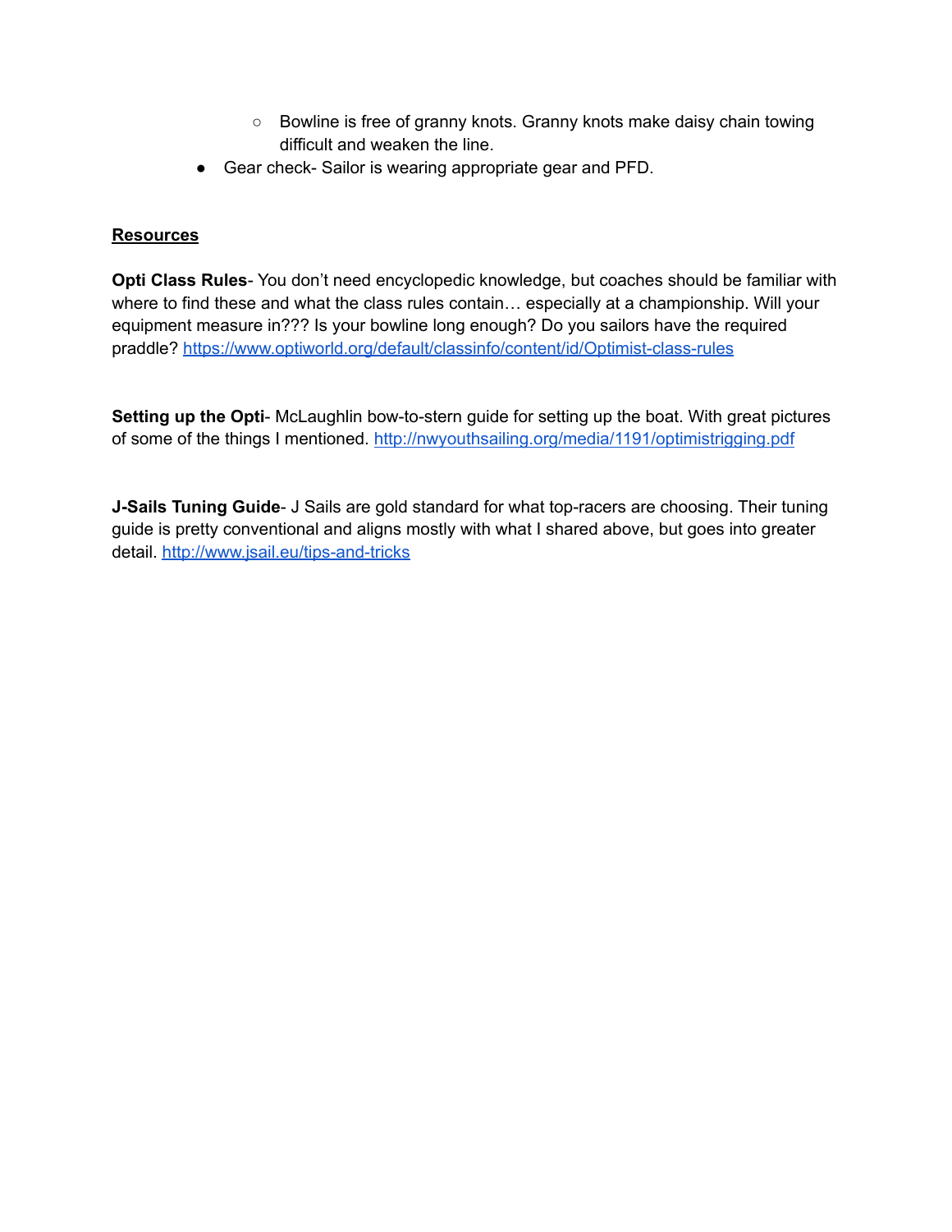- Bowline is free of granny knots. Granny knots make daisy chain towing difficult and weaken the line.
- Gear check- Sailor is wearing appropriate gear and PFD.

**Resources**

**Opti Class Rules**- You don't need encyclopedic knowledge, but coaches should be familiar with where to find these and what the class rules contain… especially at a championship. Will your equipment measure in??? Is your bowline long enough? Do you sailors have the required praddle? [https://www.optiworld.org/default/classinfo/content/id/Optimist-class-rules](https://www.optiworld.org/default/classinfo/content/id/Optimist-class-rules)

**Setting up the Opti**- McLaughlin bow-to-stern guide for setting up the boat. With great pictures of some of the things I mentioned. [http://nwyouthsailing.org/media/1191/optimistrigging.pdf](http://nwyouthsailing.org/media/1191/optimistrigging.pdf)

**J-Sails Tuning Guide**- J Sails are gold standard for what top-racers are choosing. Their tuning guide is pretty conventional and aligns mostly with what I shared above, but goes into greater detail. [http://www.jsail.eu/tips-and-tricks](http://www.jsail.eu/tips-and-tricks)